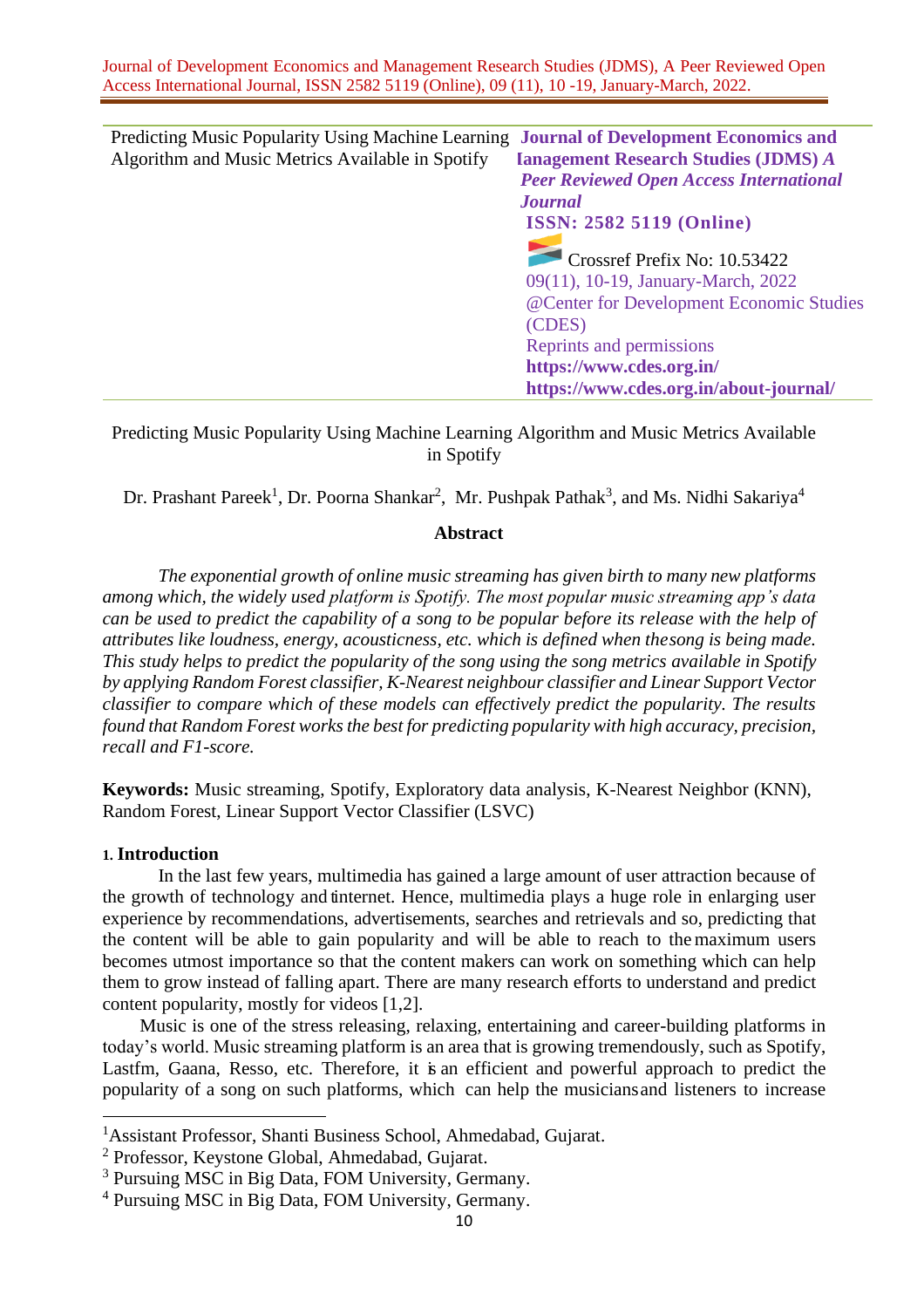Predicting Music Popularity Using Machine Learning Algorithm and Music Metrics Available in Spotify

**Journal of Development Economics and Management Research Studies (JDMS)** ***A Peer Reviewed Open Access International Journal***
**ISSN: 2582 5119 (Online)**
Crossref Prefix No: 10.53422
09(11), 10-19, January-March, 2022
@Center for Development Economic Studies (CDES)
Reprints and permissions
**https://www.cdes.org.in/**
**https://www.cdes.org.in/about-journal/**

# Predicting Music Popularity Using Machine Learning Algorithm and Music Metrics Available in Spotify

Dr. Prashant Pareek[1], Dr. Poorna Shankar[2], Mr. Pushpak Pathak[3], and Ms. Nidhi Sakariya[4]

## Abstract

*The exponential growth of online music streaming has given birth to many new platforms among which, the widely used platform is Spotify. The most popular music streaming app's data can be used to predict the capability of a song to be popular before its release with the help of attributes like loudness, energy, acousticness, etc. which is defined when thesong is being made. This study helps to predict the popularity of the song using the song metrics available in Spotify by applying Random Forest classifier, K-Nearest neighbour classifier and Linear Support Vector classifier to compare which of these models can effectively predict the popularity. The results found that Random Forest works the best for predicting popularity with high accuracy, precision, recall and F1-score.*

**Keywords:** Music streaming, Spotify, Exploratory data analysis, K-Nearest Neighbor (KNN), Random Forest, Linear Support Vector Classifier (LSVC)

## 1. Introduction

In the last few years, multimedia has gained a large amount of user attraction because of the growth of technology and internet. Hence, multimedia plays a huge role in enlarging user experience by recommendations, advertisements, searches and retrievals and so, predicting that the content will be able to gain popularity and will be able to reach to the maximum users becomes utmost importance so that the content makers can work on something which can help them to grow instead of falling apart. There are many research efforts to understand and predict content popularity, mostly for videos [1,2].

Music is one of the stress releasing, relaxing, entertaining and career-building platforms in today's world. Music streaming platform is an area that is growing tremendously, such as Spotify, Lastfm, Gaana, Resso, etc. Therefore, it is an efficient and powerful approach to predict the popularity of a song on such platforms, which can help the musicians and listeners to increase

---

[1]Assistant Professor, Shanti Business School, Ahmedabad, Gujarat.

[2] Professor, Keystone Global, Ahmedabad, Gujarat.

[3] Pursuing MSC in Big Data, FOM University, Germany.

[4] Pursuing MSC in Big Data, FOM University, Germany.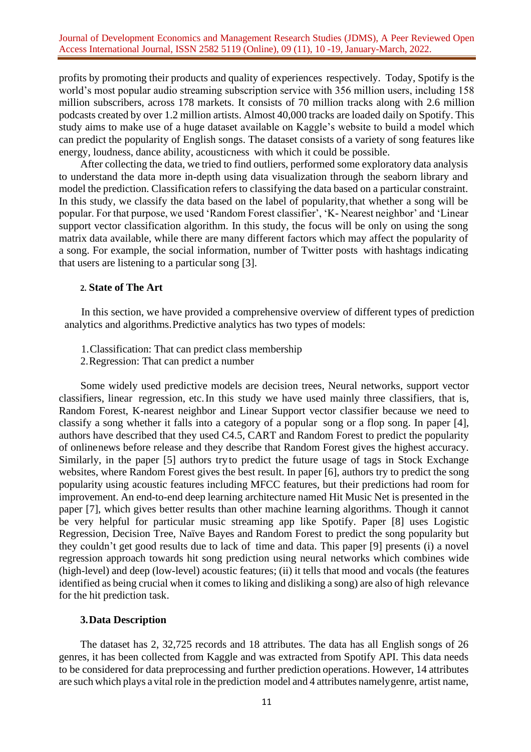profits by promoting their products and quality of experiences respectively. Today, Spotify is the world's most popular audio streaming subscription service with 356 million users, including 158 million subscribers, across 178 markets. It consists of 70 million tracks along with 2.6 million podcasts created by over 1.2 million artists. Almost 40,000 tracks are loaded daily on Spotify. This study aims to make use of a huge dataset available on Kaggle's website to build a model which can predict the popularity of English songs. The dataset consists of a variety of song features like energy, loudness, dance ability, acousticness with which it could be possible.

After collecting the data, we tried to find outliers, performed some exploratory data analysis to understand the data more in-depth using data visualization through the seaborn library and model the prediction. Classification refers to classifying the data based on a particular constraint. In this study, we classify the data based on the label of popularity, that whether a song will be popular. For that purpose, we used 'Random Forest classifier', 'K- Nearest neighbor' and 'Linear support vector classification algorithm. In this study, the focus will be only on using the song matrix data available, while there are many different factors which may affect the popularity of a song. For example, the social information, number of Twitter posts with hashtags indicating that users are listening to a particular song [3].

## 2. State of The Art

In this section, we have provided a comprehensive overview of different types of prediction analytics and algorithms. Predictive analytics has two types of models:

1. Classification: That can predict class membership
2. Regression: That can predict a number

Some widely used predictive models are decision trees, Neural networks, support vector classifiers, linear regression, etc. In this study we have used mainly three classifiers, that is, Random Forest, K-nearest neighbor and Linear Support vector classifier because we need to classify a song whether it falls into a category of a popular song or a flop song. In paper [4], authors have described that they used C4.5, CART and Random Forest to predict the popularity of online news before release and they describe that Random Forest gives the highest accuracy. Similarly, in the paper [5] authors try to predict the future usage of tags in Stock Exchange websites, where Random Forest gives the best result. In paper [6], authors try to predict the song popularity using acoustic features including MFCC features, but their predictions had room for improvement. An end-to-end deep learning architecture named Hit Music Net is presented in the paper [7], which gives better results than other machine learning algorithms. Though it cannot be very helpful for particular music streaming app like Spotify. Paper [8] uses Logistic Regression, Decision Tree, Naïve Bayes and Random Forest to predict the song popularity but they couldn't get good results due to lack of time and data. This paper [9] presents (i) a novel regression approach towards hit song prediction using neural networks which combines wide (high-level) and deep (low-level) acoustic features; (ii) it tells that mood and vocals (the features identified as being crucial when it comes to liking and disliking a song) are also of high relevance for the hit prediction task.

## 3. Data Description

The dataset has 2, 32,725 records and 18 attributes. The data has all English songs of 26 genres, it has been collected from Kaggle and was extracted from Spotify API. This data needs to be considered for data preprocessing and further prediction operations. However, 14 attributes are such which plays a vital role in the prediction model and 4 attributes namely genre, artist name,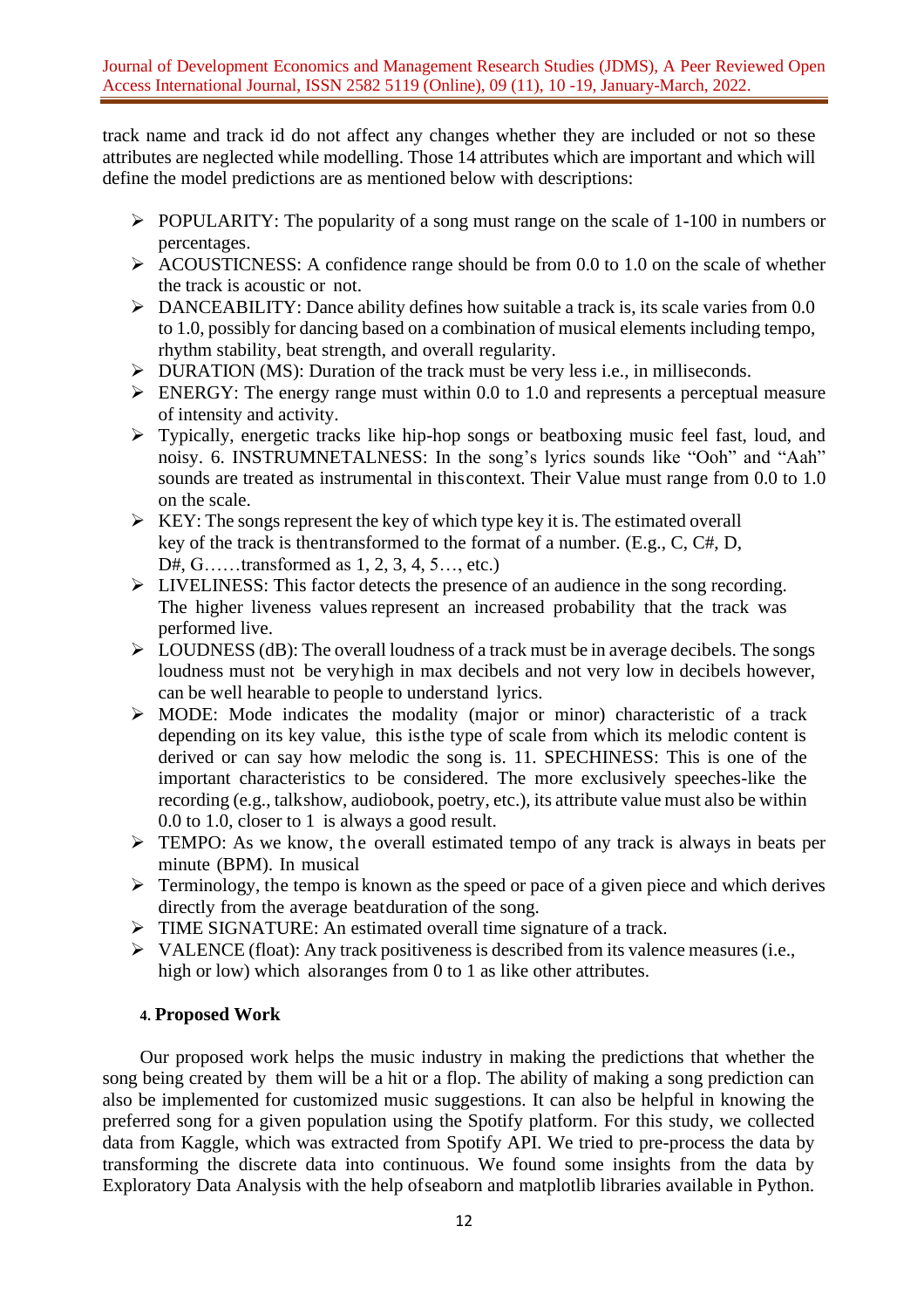track name and track id do not affect any changes whether they are included or not so these attributes are neglected while modelling. Those 14 attributes which are important and which will define the model predictions are as mentioned below with descriptions:

- POPULARITY: The popularity of a song must range on the scale of 1-100 in numbers or percentages.
- ACOUSTICNESS: A confidence range should be from 0.0 to 1.0 on the scale of whether the track is acoustic or not.
- DANCEABILITY: Dance ability defines how suitable a track is, its scale varies from 0.0 to 1.0, possibly for dancing based on a combination of musical elements including tempo, rhythm stability, beat strength, and overall regularity.
- DURATION (MS): Duration of the track must be very less i.e., in milliseconds.
- ENERGY: The energy range must within 0.0 to 1.0 and represents a perceptual measure of intensity and activity.
- Typically, energetic tracks like hip-hop songs or beatboxing music feel fast, loud, and noisy. 6. INSTRUMNETALNESS: In the song's lyrics sounds like "Ooh" and "Aah" sounds are treated as instrumental in thiscontext. Their Value must range from 0.0 to 1.0 on the scale.
- KEY: The songs represent the key of which type key it is. The estimated overall key of the track is thentransformed to the format of a number. (E.g., C, C#, D, D#, G……transformed as 1, 2, 3, 4, 5…, etc.)
- LIVELINESS: This factor detects the presence of an audience in the song recording. The higher liveness values represent an increased probability that the track was performed live.
- LOUDNESS (dB): The overall loudness of a track must be in average decibels. The songs loudness must not be veryhigh in max decibels and not very low in decibels however, can be well hearable to people to understand lyrics.
- MODE: Mode indicates the modality (major or minor) characteristic of a track depending on its key value, this isthe type of scale from which its melodic content is derived or can say how melodic the song is. 11. SPECHINESS: This is one of the important characteristics to be considered. The more exclusively speeches-like the recording (e.g., talkshow, audiobook, poetry, etc.), its attribute value must also be within 0.0 to 1.0, closer to 1 is always a good result.
- TEMPO: As we know, the overall estimated tempo of any track is always in beats per minute (BPM). In musical
- Terminology, the tempo is known as the speed or pace of a given piece and which derives directly from the average beatduration of the song.
- TIME SIGNATURE: An estimated overall time signature of a track.
- VALENCE (float): Any track positiveness is described from its valence measures (i.e., high or low) which alsoranges from 0 to 1 as like other attributes.

## 4. Proposed Work

Our proposed work helps the music industry in making the predictions that whether the song being created by them will be a hit or a flop. The ability of making a song prediction can also be implemented for customized music suggestions. It can also be helpful in knowing the preferred song for a given population using the Spotify platform. For this study, we collected data from Kaggle, which was extracted from Spotify API. We tried to pre-process the data by transforming the discrete data into continuous. We found some insights from the data by Exploratory Data Analysis with the help ofseaborn and matplotlib libraries available in Python.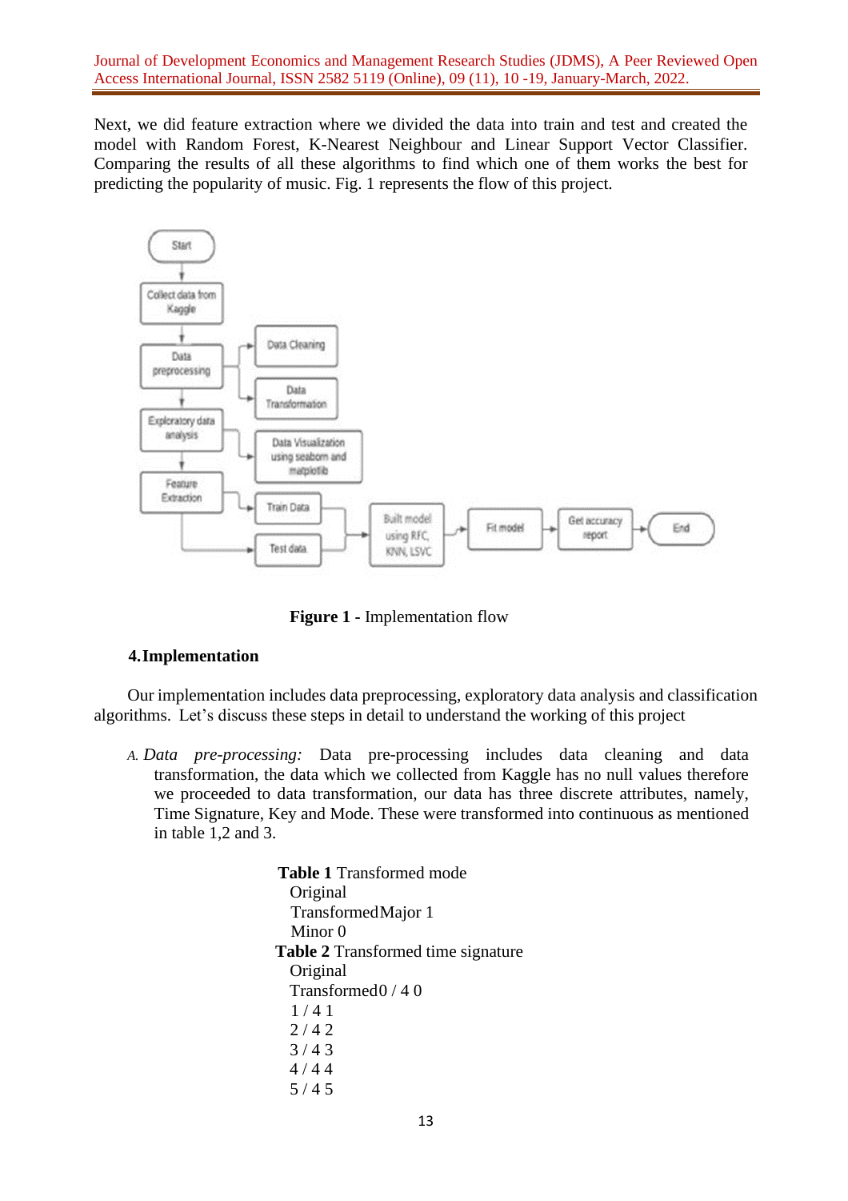Next, we did feature extraction where we divided the data into train and test and created the model with Random Forest, K-Nearest Neighbour and Linear Support Vector Classifier. Comparing the results of all these algorithms to find which one of them works the best for predicting the popularity of music. Fig. 1 represents the flow of this project.

**Figure 1 -** Implementation flow

## 4. Implementation

Our implementation includes data preprocessing, exploratory data analysis and classification algorithms. Let's discuss these steps in detail to understand the working of this project

A. *Data pre-processing:* Data pre-processing includes data cleaning and data transformation, the data which we collected from Kaggle has no null values therefore we proceeded to data transformation, our data has three discrete attributes, namely, Time Signature, Key and Mode. These were transformed into continuous as mentioned in table 1,2 and 3.

**Table 1** Transformed mode

| Original | Transformed |
|---|---|
| Major | 1 |
| Minor | 0 |

**Table 2** Transformed time signature

| Original | Transformed |
|---|---|
| 0 / 4 | 0 |
| 1 / 4 | 1 |
| 2 / 4 | 2 |
| 3 / 4 | 3 |
| 4 / 4 | 4 |
| 5 / 4 | 5 |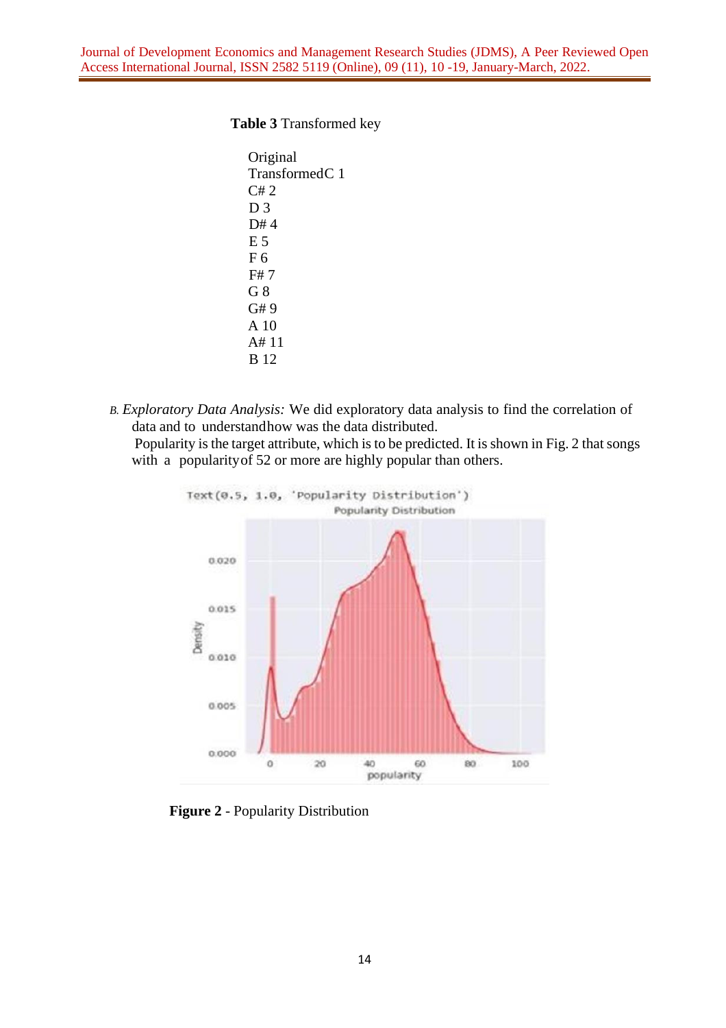**Table 3** Transformed key

| Original | Transformed |
|---|---|
| C | 1 |
| C# | 2 |
| D | 3 |
| D# | 4 |
| E | 5 |
| F | 6 |
| F# | 7 |
| G | 8 |
| G# | 9 |
| A | 10 |
| A# | 11 |
| B | 12 |

*B. Exploratory Data Analysis:* We did exploratory data analysis to find the correlation of data and to understand how was the data distributed.

Popularity is the target attribute, which is to be predicted. It is shown in Fig. 2 that songs with a popularity of 52 or more are highly popular than others.

**Figure 2** - Popularity Distribution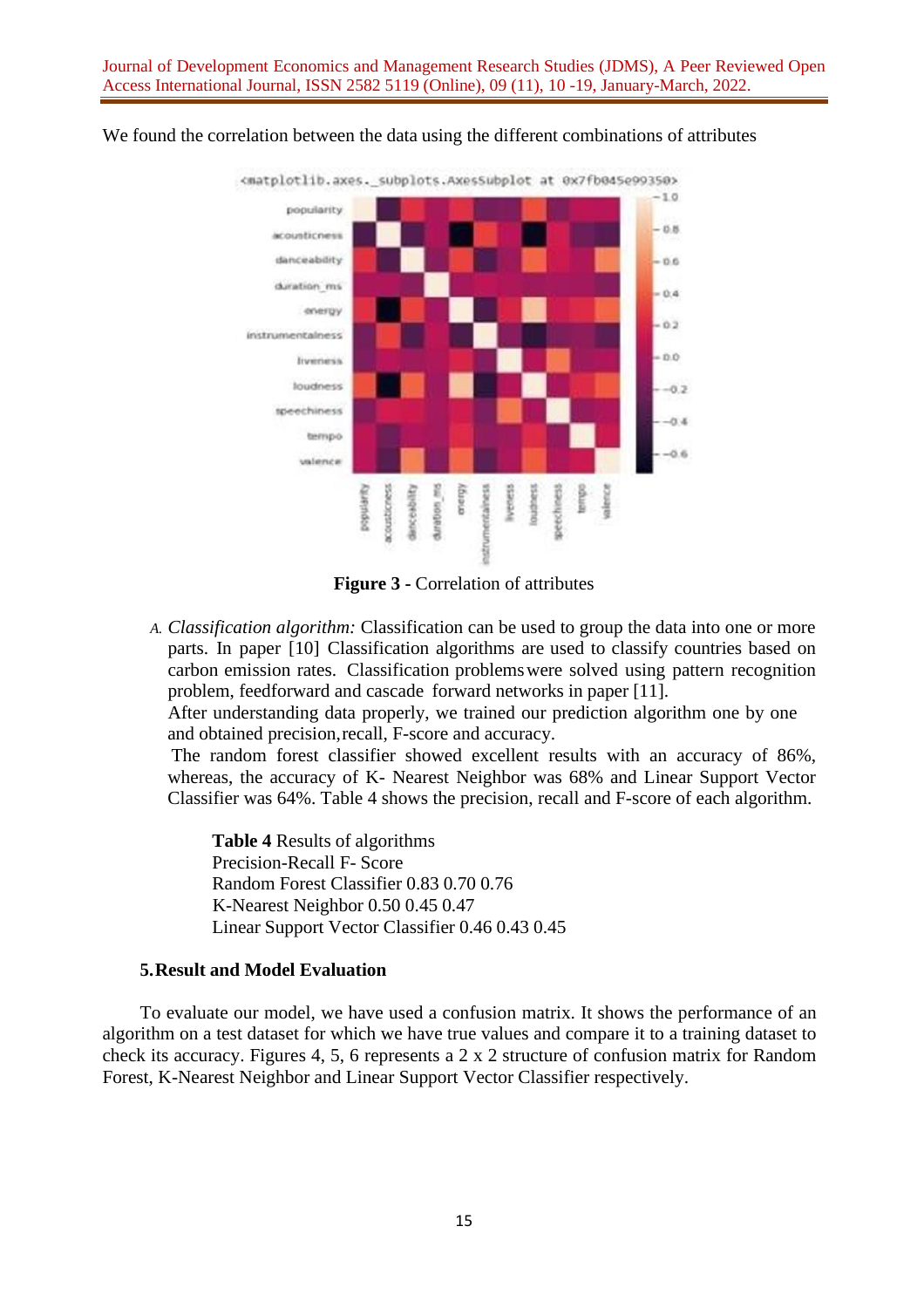We found the correlation between the data using the different combinations of attributes

**Figure 3 -** Correlation of attributes

A. *Classification algorithm:* Classification can be used to group the data into one or more parts. In paper [10] Classification algorithms are used to classify countries based on carbon emission rates. Classification problems were solved using pattern recognition problem, feedforward and cascade forward networks in paper [11].
After understanding data properly, we trained our prediction algorithm one by one and obtained precision, recall, F-score and accuracy.
The random forest classifier showed excellent results with an accuracy of 86%, whereas, the accuracy of K- Nearest Neighbor was 68% and Linear Support Vector Classifier was 64%. Table 4 shows the precision, recall and F-score of each algorithm.

**Table 4** Results of algorithms

| | Precision | Recall | F- Score |
|---|---|---|---|
| Random Forest Classifier | 0.83 | 0.70 | 0.76 |
| K-Nearest Neighbor | 0.50 | 0.45 | 0.47 |
| Linear Support Vector Classifier | 0.46 | 0.43 | 0.45 |

## 5. Result and Model Evaluation

To evaluate our model, we have used a confusion matrix. It shows the performance of an algorithm on a test dataset for which we have true values and compare it to a training dataset to check its accuracy. Figures 4, 5, 6 represents a 2 x 2 structure of confusion matrix for Random Forest, K-Nearest Neighbor and Linear Support Vector Classifier respectively.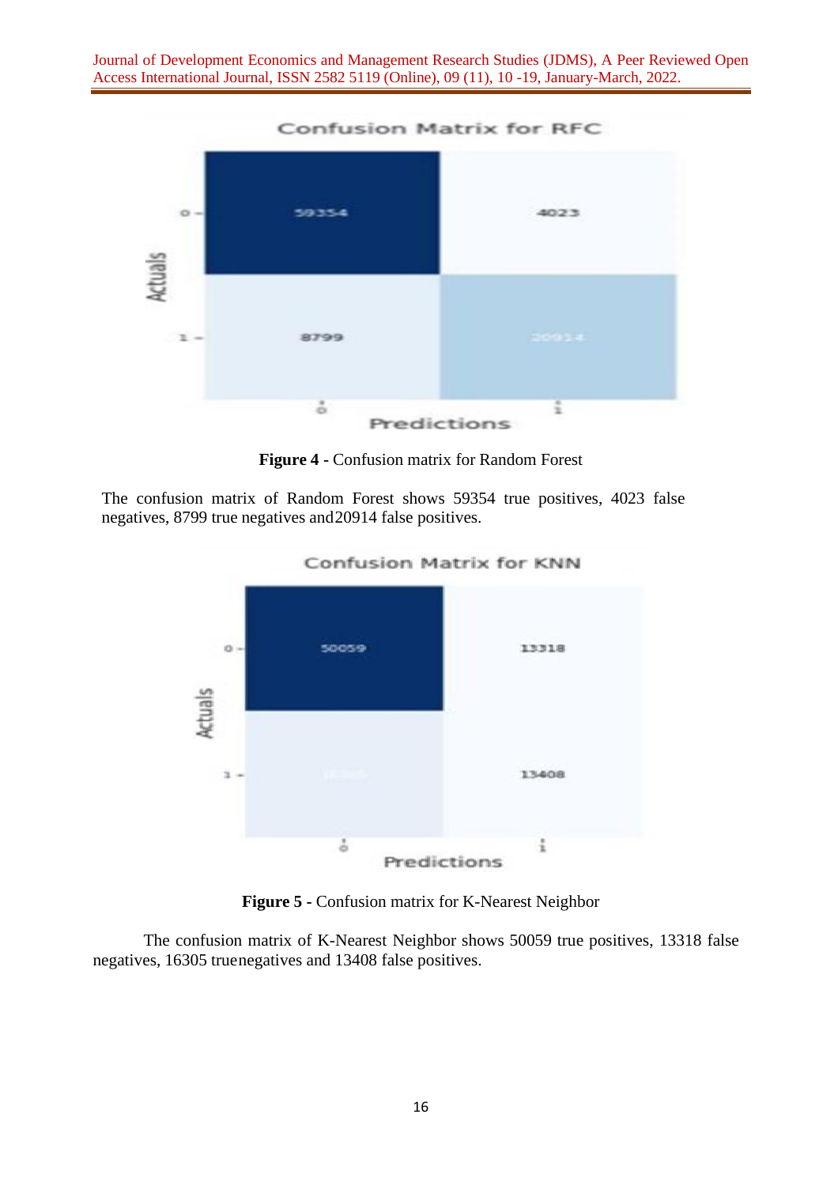**Figure 4 -** Confusion matrix for Random Forest

The confusion matrix of Random Forest shows 59354 true positives, 4023 false negatives, 8799 true negatives and20914 false positives.

**Figure 5 -** Confusion matrix for K-Nearest Neighbor

The confusion matrix of K-Nearest Neighbor shows 50059 true positives, 13318 false negatives, 16305 truenegatives and 13408 false positives.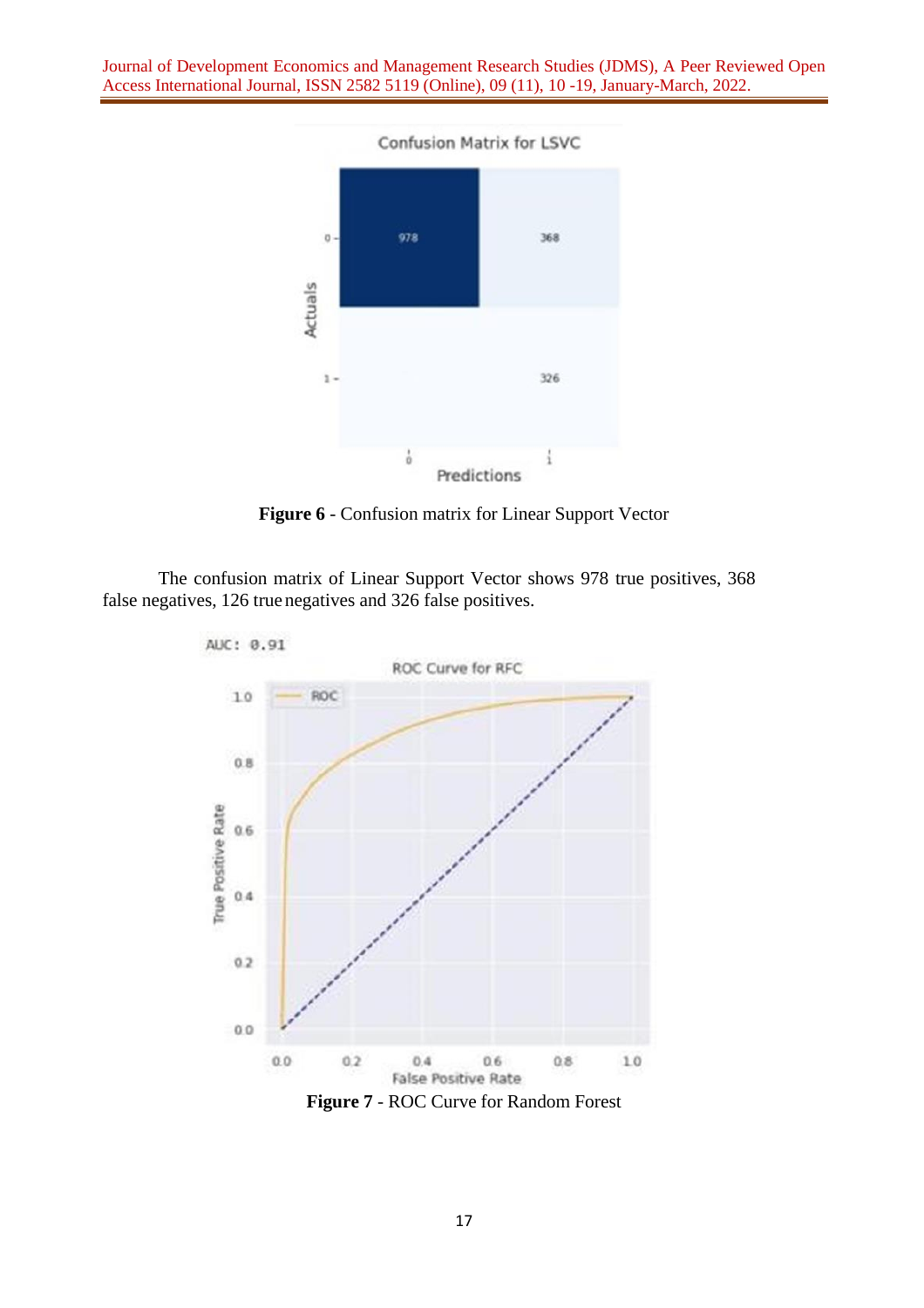**Figure 6** - Confusion matrix for Linear Support Vector

The confusion matrix of Linear Support Vector shows 978 true positives, 368 false negatives, 126 true negatives and 326 false positives.

**Figure 7** - ROC Curve for Random Forest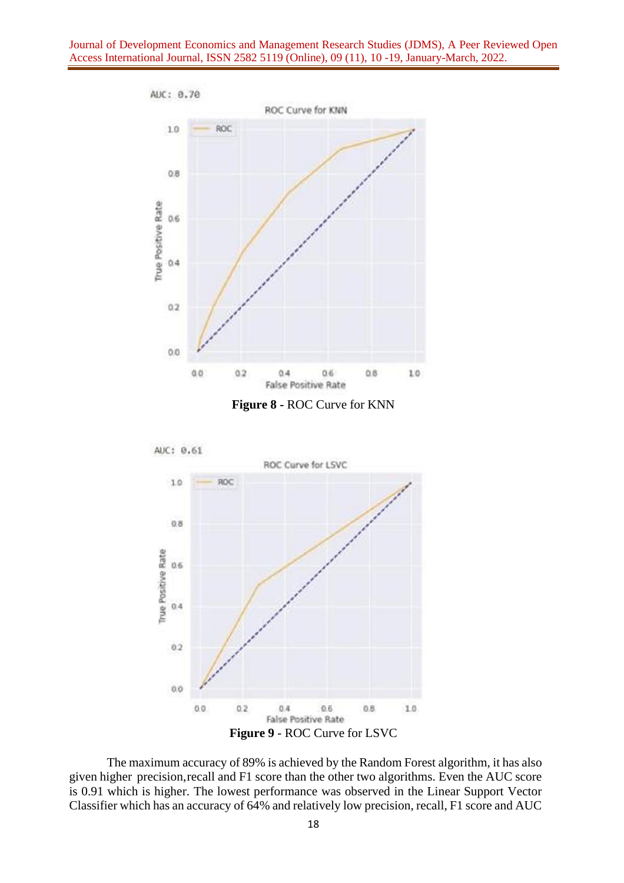**Figure 8** - ROC Curve for KNN

**Figure 9** - ROC Curve for LSVC

The maximum accuracy of 89% is achieved by the Random Forest algorithm, it has also given higher precision,recall and F1 score than the other two algorithms. Even the AUC score is 0.91 which is higher. The lowest performance was observed in the Linear Support Vector Classifier which has an accuracy of 64% and relatively low precision, recall, F1 score and AUC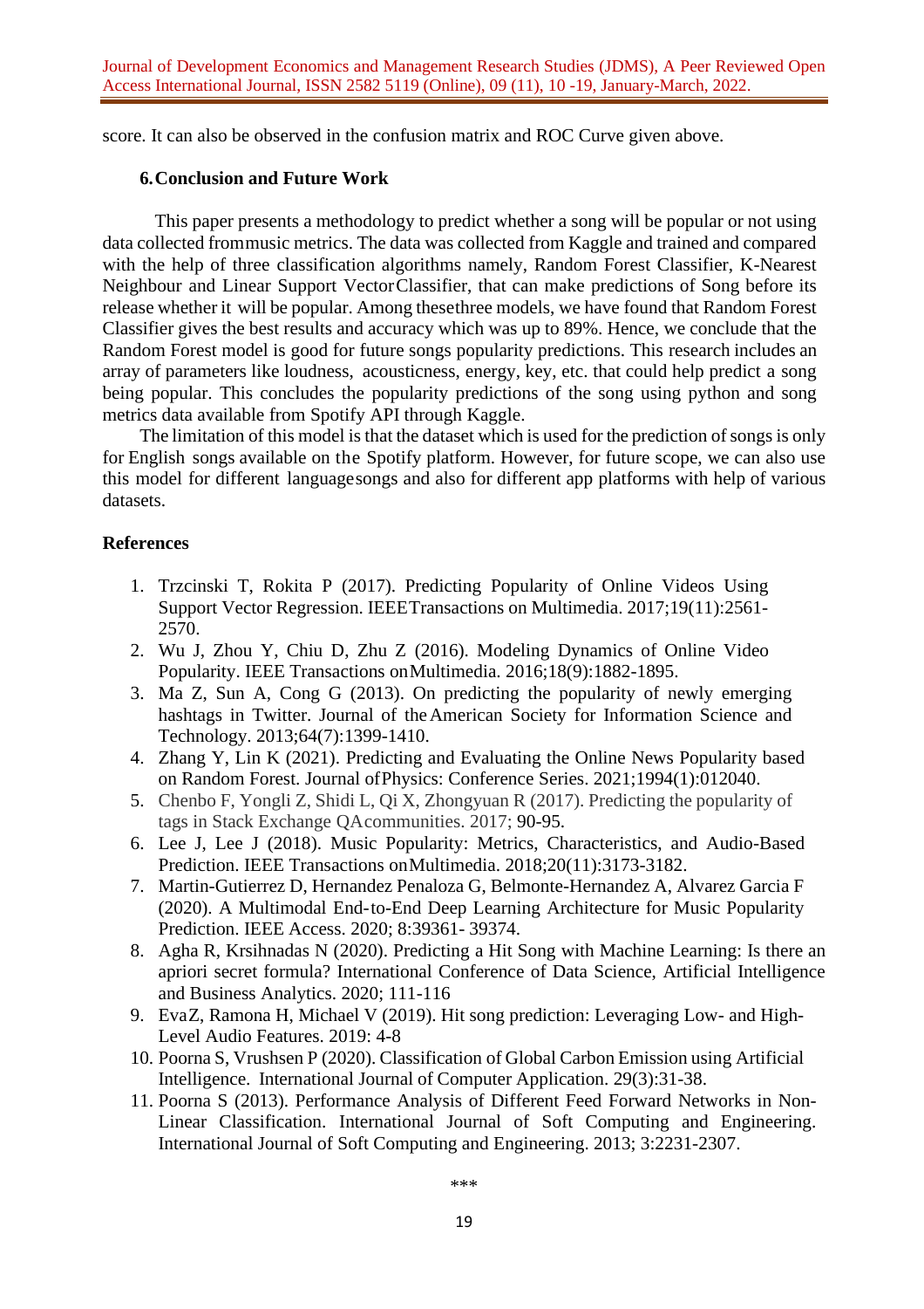score. It can also be observed in the confusion matrix and ROC Curve given above.

## 6. Conclusion and Future Work

This paper presents a methodology to predict whether a song will be popular or not using data collected frommusic metrics. The data was collected from Kaggle and trained and compared with the help of three classification algorithms namely, Random Forest Classifier, K-Nearest Neighbour and Linear Support VectorClassifier, that can make predictions of Song before its release whether it will be popular. Among thesethree models, we have found that Random Forest Classifier gives the best results and accuracy which was up to 89%. Hence, we conclude that the Random Forest model is good for future songs popularity predictions. This research includes an array of parameters like loudness, acousticness, energy, key, etc. that could help predict a song being popular. This concludes the popularity predictions of the song using python and song metrics data available from Spotify API through Kaggle.

The limitation of this model is that the dataset which is used for the prediction of songs is only for English songs available on the Spotify platform. However, for future scope, we can also use this model for different languagesongs and also for different app platforms with help of various datasets.

## References

1. Trzcinski T, Rokita P (2017). Predicting Popularity of Online Videos Using Support Vector Regression. IEEETransactions on Multimedia. 2017;19(11):2561-2570.
2. Wu J, Zhou Y, Chiu D, Zhu Z (2016). Modeling Dynamics of Online Video Popularity. IEEE Transactions onMultimedia. 2016;18(9):1882-1895.
3. Ma Z, Sun A, Cong G (2013). On predicting the popularity of newly emerging hashtags in Twitter. Journal of theAmerican Society for Information Science and Technology. 2013;64(7):1399-1410.
4. Zhang Y, Lin K (2021). Predicting and Evaluating the Online News Popularity based on Random Forest. Journal ofPhysics: Conference Series. 2021;1994(1):012040.
5. Chenbo F, Yongli Z, Shidi L, Qi X, Zhongyuan R (2017). Predicting the popularity of tags in Stack Exchange QAcommunities. 2017; 90-95.
6. Lee J, Lee J (2018). Music Popularity: Metrics, Characteristics, and Audio-Based Prediction. IEEE Transactions onMultimedia. 2018;20(11):3173-3182.
7. Martin-Gutierrez D, Hernandez Penaloza G, Belmonte-Hernandez A, Alvarez Garcia F (2020). A Multimodal End-to-End Deep Learning Architecture for Music Popularity Prediction. IEEE Access. 2020; 8:39361- 39374.
8. Agha R, Krsihnadas N (2020). Predicting a Hit Song with Machine Learning: Is there an apriori secret formula? International Conference of Data Science, Artificial Intelligence and Business Analytics. 2020; 111-116
9. EvaZ, Ramona H, Michael V (2019). Hit song prediction: Leveraging Low- and High-Level Audio Features. 2019: 4-8
10. Poorna S, Vrushsen P (2020). Classification of Global Carbon Emission using Artificial Intelligence. International Journal of Computer Application. 29(3):31-38.
11. Poorna S (2013). Performance Analysis of Different Feed Forward Networks in Non-Linear Classification. International Journal of Soft Computing and Engineering. International Journal of Soft Computing and Engineering. 2013; 3:2231-2307.

***